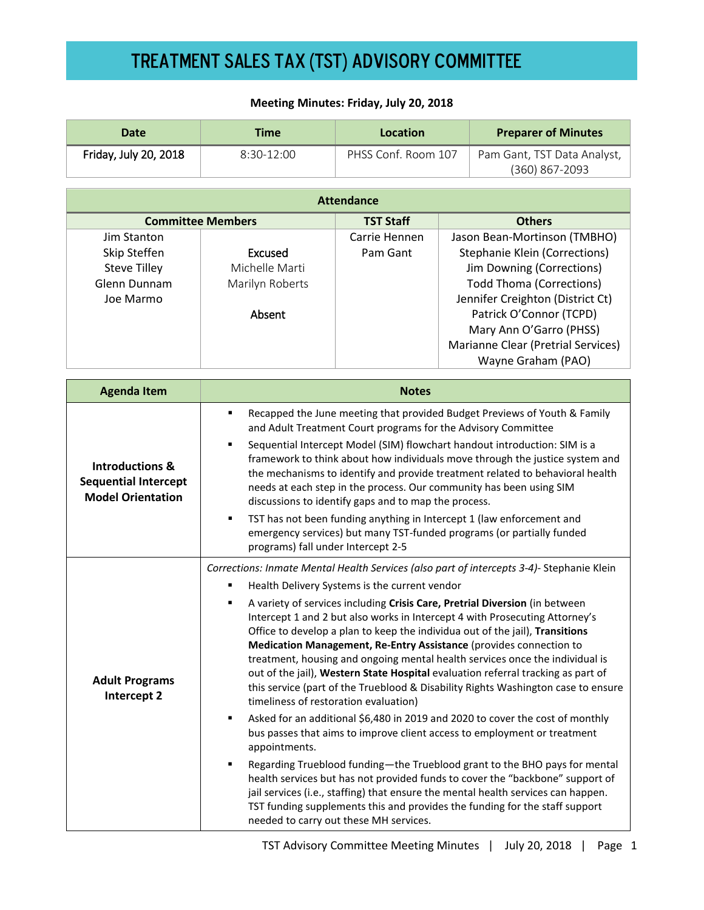# TREATMENT SALES TAX (TST) ADVISORY COMMITTEE

**Meeting Minutes: Friday, July 20, 2018**

| Date | Time | Location | Preparer of Minutes |
|---|---|---|---|
| Friday, July 20, 2018 | 8:30-12:00 | PHSS Conf. Room 107 | Pam Gant, TST Data Analyst, (360) 867-2093 |

| Attendance | | | |
|---|---|---|---|
| **Committee Members** | | **TST Staff** | **Others** |
| Jim Stanton | | Carrie Hennen | Jason Bean-Mortinson (TMBHO) |
| Skip Steffen | Excused | Pam Gant | Stephanie Klein (Corrections) |
| Steve Tilley | Michelle Marti | | Jim Downing (Corrections) |
| Glenn Dunnam | Marilyn Roberts | | Todd Thoma (Corrections) |
| Joe Marmo | | | Jennifer Creighton (District Ct) |
| | Absent | | Patrick O'Connor (TCPD) |
| | | | Mary Ann O'Garro (PHSS) |
| | | | Marianne Clear (Pretrial Services) |
| | | | Wayne Graham (PAO) |

| Agenda Item | Notes |
|---|---|
| **Introductions & Sequential Intercept Model Orientation** | ▪ Recapped the June meeting that provided Budget Previews of Youth & Family and Adult Treatment Court programs for the Advisory Committee<br>▪ Sequential Intercept Model (SIM) flowchart handout introduction: SIM is a framework to think about how individuals move through the justice system and the mechanisms to identify and provide treatment related to behavioral health needs at each step in the process. Our community has been using SIM discussions to identify gaps and to map the process.<br>▪ TST has not been funding anything in Intercept 1 (law enforcement and emergency services) but many TST-funded programs (or partially funded programs) fall under Intercept 2-5 |
| **Adult Programs Intercept 2** | *Corrections: Inmate Mental Health Services (also part of intercepts 3-4)*- Stephanie Klein<br>▪ Health Delivery Systems is the current vendor<br>▪ A variety of services including **Crisis Care, Pretrial Diversion** (in between Intercept 1 and 2 but also works in Intercept 4 with Prosecuting Attorney's Office to develop a plan to keep the individua out of the jail), **Transitions Medication Management, Re-Entry Assistance** (provides connection to treatment, housing and ongoing mental health services once the individual is out of the jail), **Western State Hospital** evaluation referral tracking as part of this service (part of the Trueblood & Disability Rights Washington case to ensure timeliness of restoration evaluation)<br>▪ Asked for an additional $6,480 in 2019 and 2020 to cover the cost of monthly bus passes that aims to improve client access to employment or treatment appointments.<br>▪ Regarding Trueblood funding—the Trueblood grant to the BHO pays for mental health services but has not provided funds to cover the "backbone" support of jail services (i.e., staffing) that ensure the mental health services can happen. TST funding supplements this and provides the funding for the staff support needed to carry out these MH services. |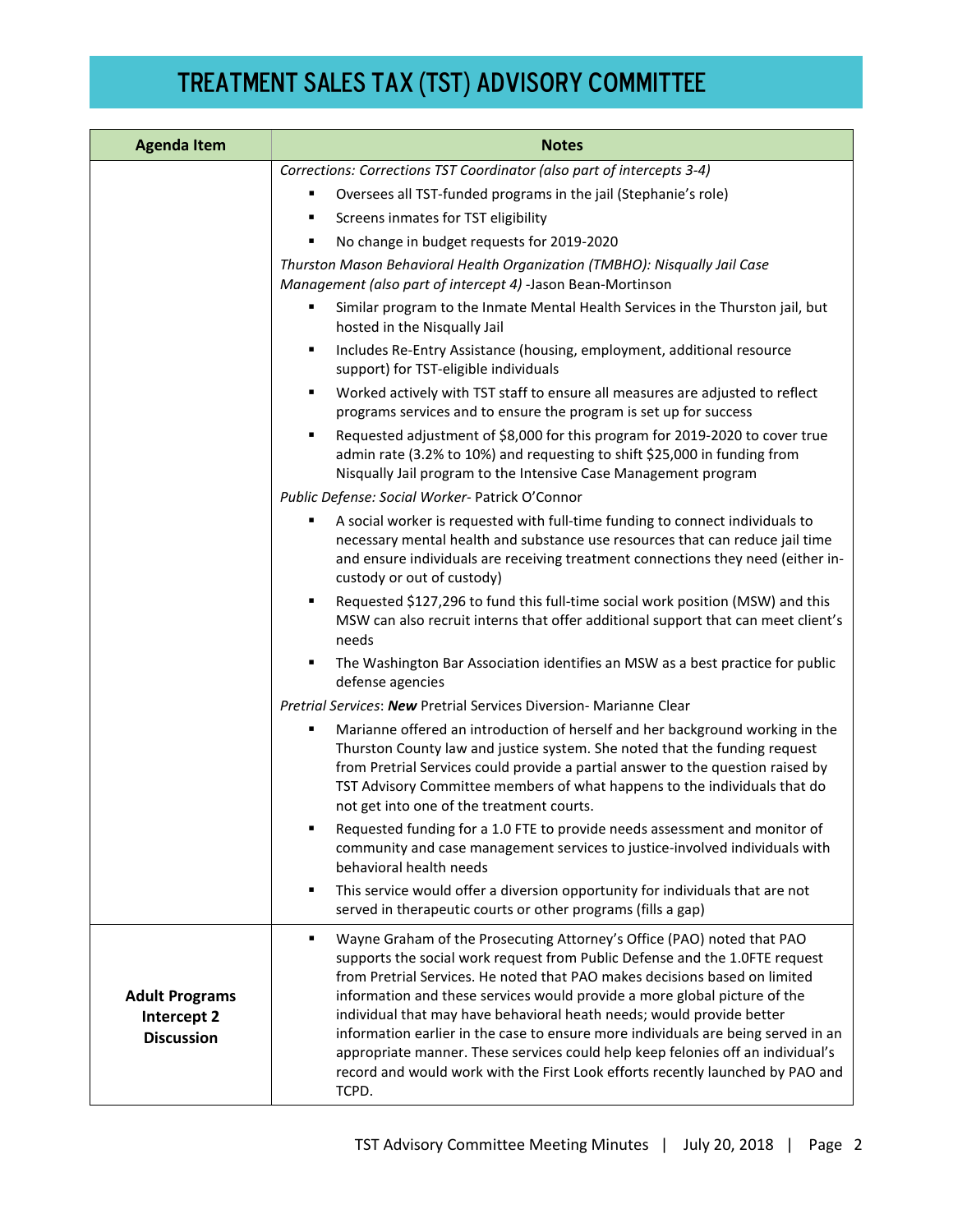# TREATMENT SALES TAX (TST) ADVISORY COMMITTEE

| Agenda Item | Notes |
|---|---|
| | *Corrections: Corrections TST Coordinator (also part of intercepts 3-4)*<br>▪ Oversees all TST-funded programs in the jail (Stephanie's role)<br>▪ Screens inmates for TST eligibility<br>▪ No change in budget requests for 2019-2020<br>*Thurston Mason Behavioral Health Organization (TMBHO): Nisqually Jail Case Management (also part of intercept 4)* -Jason Bean-Mortinson<br>▪ Similar program to the Inmate Mental Health Services in the Thurston jail, but hosted in the Nisqually Jail<br>▪ Includes Re-Entry Assistance (housing, employment, additional resource support) for TST-eligible individuals<br>▪ Worked actively with TST staff to ensure all measures are adjusted to reflect programs services and to ensure the program is set up for success<br>▪ Requested adjustment of $8,000 for this program for 2019-2020 to cover true admin rate (3.2% to 10%) and requesting to shift $25,000 in funding from Nisqually Jail program to the Intensive Case Management program<br>*Public Defense: Social Worker*- Patrick O'Connor<br>▪ A social worker is requested with full-time funding to connect individuals to necessary mental health and substance use resources that can reduce jail time and ensure individuals are receiving treatment connections they need (either in-custody or out of custody)<br>▪ Requested $127,296 to fund this full-time social work position (MSW) and this MSW can also recruit interns that offer additional support that can meet client's needs<br>▪ The Washington Bar Association identifies an MSW as a best practice for public defense agencies<br>*Pretrial Services*: ***New*** Pretrial Services Diversion- Marianne Clear<br>▪ Marianne offered an introduction of herself and her background working in the Thurston County law and justice system. She noted that the funding request from Pretrial Services could provide a partial answer to the question raised by TST Advisory Committee members of what happens to the individuals that do not get into one of the treatment courts.<br>▪ Requested funding for a 1.0 FTE to provide needs assessment and monitor of community and case management services to justice-involved individuals with behavioral health needs<br>▪ This service would offer a diversion opportunity for individuals that are not served in therapeutic courts or other programs (fills a gap) |
| **Adult Programs Intercept 2 Discussion** | ▪ Wayne Graham of the Prosecuting Attorney's Office (PAO) noted that PAO supports the social work request from Public Defense and the 1.0FTE request from Pretrial Services. He noted that PAO makes decisions based on limited information and these services would provide a more global picture of the individual that may have behavioral heath needs; would provide better information earlier in the case to ensure more individuals are being served in an appropriate manner. These services could help keep felonies off an individual's record and would work with the First Look efforts recently launched by PAO and TCPD. |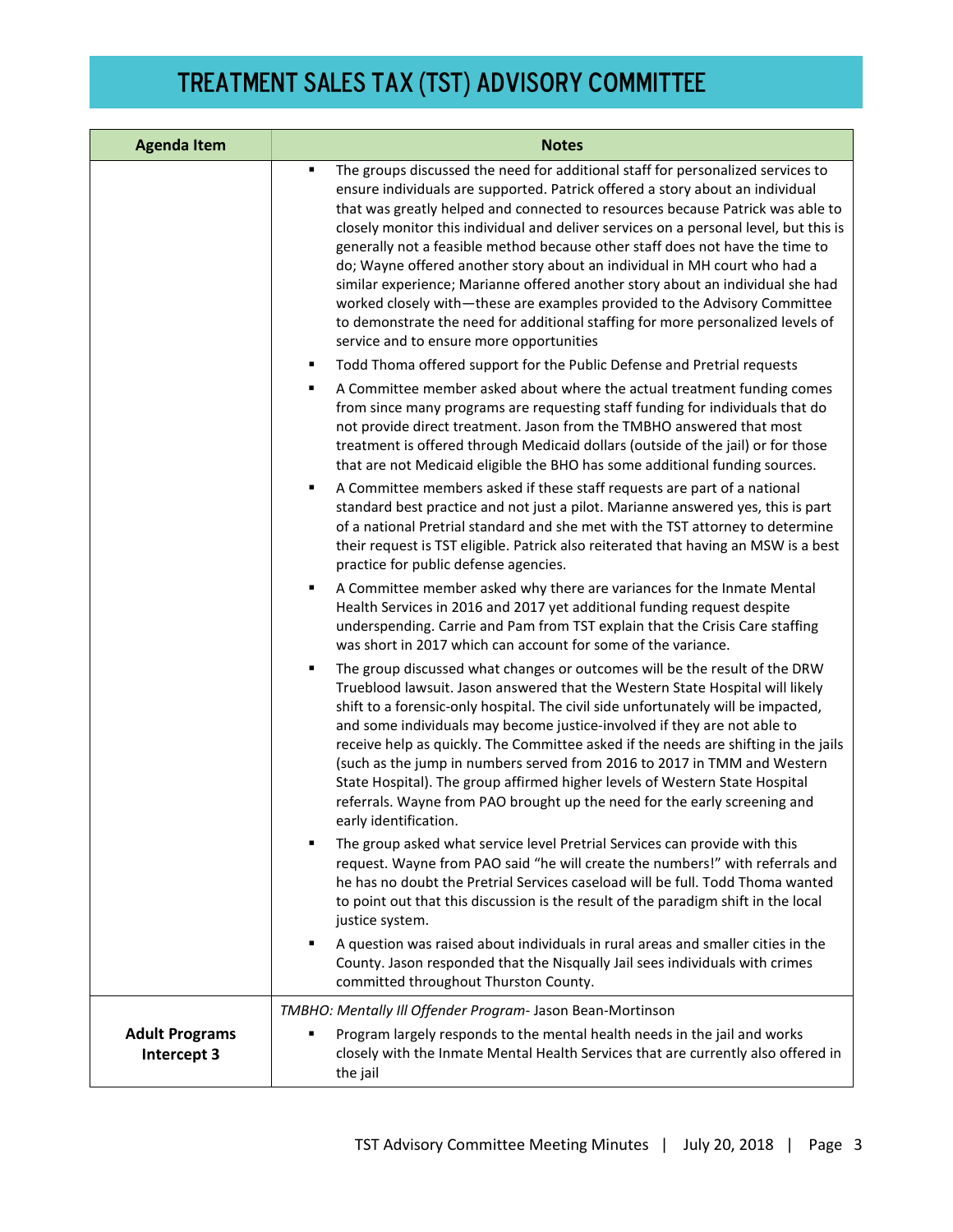# TREATMENT SALES TAX (TST) ADVISORY COMMITTEE

| Agenda Item | Notes |
|---|---|
| | ▪ The groups discussed the need for additional staff for personalized services to ensure individuals are supported. Patrick offered a story about an individual that was greatly helped and connected to resources because Patrick was able to closely monitor this individual and deliver services on a personal level, but this is generally not a feasible method because other staff does not have the time to do; Wayne offered another story about an individual in MH court who had a similar experience; Marianne offered another story about an individual she had worked closely with—these are examples provided to the Advisory Committee to demonstrate the need for additional staffing for more personalized levels of service and to ensure more opportunities<br>▪ Todd Thoma offered support for the Public Defense and Pretrial requests<br>▪ A Committee member asked about where the actual treatment funding comes from since many programs are requesting staff funding for individuals that do not provide direct treatment. Jason from the TMBHO answered that most treatment is offered through Medicaid dollars (outside of the jail) or for those that are not Medicaid eligible the BHO has some additional funding sources.<br>▪ A Committee members asked if these staff requests are part of a national standard best practice and not just a pilot. Marianne answered yes, this is part of a national Pretrial standard and she met with the TST attorney to determine their request is TST eligible. Patrick also reiterated that having an MSW is a best practice for public defense agencies.<br>▪ A Committee member asked why there are variances for the Inmate Mental Health Services in 2016 and 2017 yet additional funding request despite underspending. Carrie and Pam from TST explain that the Crisis Care staffing was short in 2017 which can account for some of the variance.<br>▪ The group discussed what changes or outcomes will be the result of the DRW Trueblood lawsuit. Jason answered that the Western State Hospital will likely shift to a forensic-only hospital. The civil side unfortunately will be impacted, and some individuals may become justice-involved if they are not able to receive help as quickly. The Committee asked if the needs are shifting in the jails (such as the jump in numbers served from 2016 to 2017 in TMM and Western State Hospital). The group affirmed higher levels of Western State Hospital referrals. Wayne from PAO brought up the need for the early screening and early identification.<br>▪ The group asked what service level Pretrial Services can provide with this request. Wayne from PAO said "he will create the numbers!" with referrals and he has no doubt the Pretrial Services caseload will be full. Todd Thoma wanted to point out that this discussion is the result of the paradigm shift in the local justice system.<br>▪ A question was raised about individuals in rural areas and smaller cities in the County. Jason responded that the Nisqually Jail sees individuals with crimes committed throughout Thurston County. |
| **Adult Programs Intercept 3** | *TMBHO: Mentally Ill Offender Program-* Jason Bean-Mortinson<br>▪ Program largely responds to the mental health needs in the jail and works closely with the Inmate Mental Health Services that are currently also offered in the jail |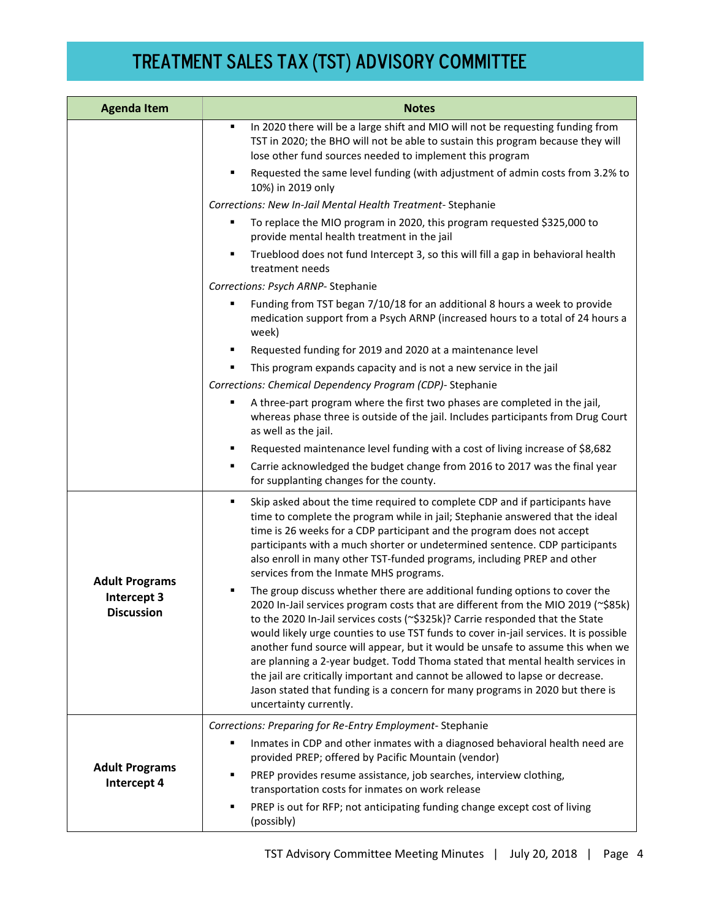# TREATMENT SALES TAX (TST) ADVISORY COMMITTEE

| Agenda Item | Notes |
|---|---|
| | ▪ In 2020 there will be a large shift and MIO will not be requesting funding from TST in 2020; the BHO will not be able to sustain this program because they will lose other fund sources needed to implement this program<br>▪ Requested the same level funding (with adjustment of admin costs from 3.2% to 10%) in 2019 only<br>*Corrections: New In-Jail Mental Health Treatment*- Stephanie<br>▪ To replace the MIO program in 2020, this program requested $325,000 to provide mental health treatment in the jail<br>▪ Trueblood does not fund Intercept 3, so this will fill a gap in behavioral health treatment needs<br>*Corrections: Psych ARNP*- Stephanie<br>▪ Funding from TST began 7/10/18 for an additional 8 hours a week to provide medication support from a Psych ARNP (increased hours to a total of 24 hours a week)<br>▪ Requested funding for 2019 and 2020 at a maintenance level<br>▪ This program expands capacity and is not a new service in the jail<br>*Corrections: Chemical Dependency Program (CDP)*- Stephanie<br>▪ A three-part program where the first two phases are completed in the jail, whereas phase three is outside of the jail. Includes participants from Drug Court as well as the jail.<br>▪ Requested maintenance level funding with a cost of living increase of $8,682<br>▪ Carrie acknowledged the budget change from 2016 to 2017 was the final year for supplanting changes for the county. |
| **Adult Programs Intercept 3 Discussion** | ▪ Skip asked about the time required to complete CDP and if participants have time to complete the program while in jail; Stephanie answered that the ideal time is 26 weeks for a CDP participant and the program does not accept participants with a much shorter or undetermined sentence. CDP participants also enroll in many other TST-funded programs, including PREP and other services from the Inmate MHS programs.<br>▪ The group discuss whether there are additional funding options to cover the 2020 In-Jail services program costs that are different from the MIO 2019 (~$85k) to the 2020 In-Jail services costs (~$325k)? Carrie responded that the State would likely urge counties to use TST funds to cover in-jail services. It is possible another fund source will appear, but it would be unsafe to assume this when we are planning a 2-year budget. Todd Thoma stated that mental health services in the jail are critically important and cannot be allowed to lapse or decrease. Jason stated that funding is a concern for many programs in 2020 but there is uncertainty currently. |
| **Adult Programs Intercept 4** | *Corrections: Preparing for Re-Entry Employment*- Stephanie<br>▪ Inmates in CDP and other inmates with a diagnosed behavioral health need are provided PREP; offered by Pacific Mountain (vendor)<br>▪ PREP provides resume assistance, job searches, interview clothing, transportation costs for inmates on work release<br>▪ PREP is out for RFP; not anticipating funding change except cost of living (possibly) |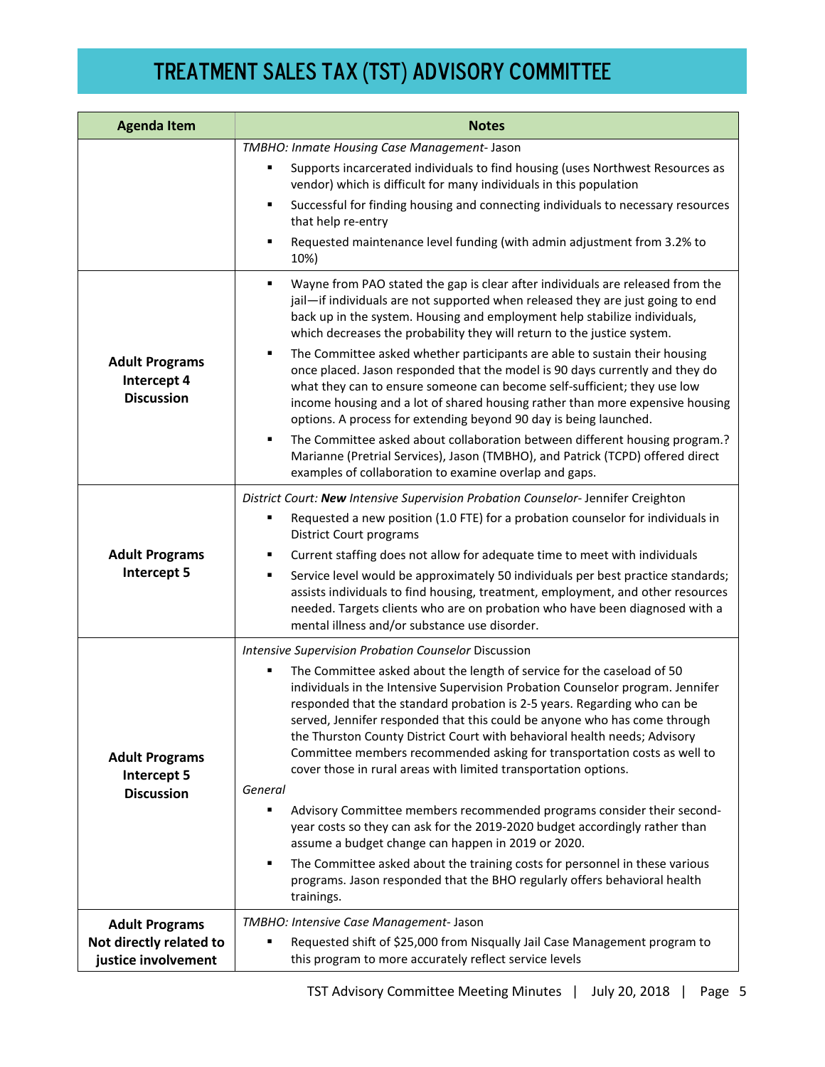# TREATMENT SALES TAX (TST) ADVISORY COMMITTEE

| Agenda Item | Notes |
|---|---|
| | *TMBHO: Inmate Housing Case Management*- Jason<br>▪ Supports incarcerated individuals to find housing (uses Northwest Resources as vendor) which is difficult for many individuals in this population<br>▪ Successful for finding housing and connecting individuals to necessary resources that help re-entry<br>▪ Requested maintenance level funding (with admin adjustment from 3.2% to 10%) |
| **Adult Programs Intercept 4 Discussion** | ▪ Wayne from PAO stated the gap is clear after individuals are released from the jail—if individuals are not supported when released they are just going to end back up in the system. Housing and employment help stabilize individuals, which decreases the probability they will return to the justice system.<br>▪ The Committee asked whether participants are able to sustain their housing once placed. Jason responded that the model is 90 days currently and they do what they can to ensure someone can become self-sufficient; they use low income housing and a lot of shared housing rather than more expensive housing options. A process for extending beyond 90 day is being launched.<br>▪ The Committee asked about collaboration between different housing program.? Marianne (Pretrial Services), Jason (TMBHO), and Patrick (TCPD) offered direct examples of collaboration to examine overlap and gaps. |
| **Adult Programs Intercept 5** | *District Court: **New** Intensive Supervision Probation Counselor*- Jennifer Creighton<br>▪ Requested a new position (1.0 FTE) for a probation counselor for individuals in District Court programs<br>▪ Current staffing does not allow for adequate time to meet with individuals<br>▪ Service level would be approximately 50 individuals per best practice standards; assists individuals to find housing, treatment, employment, and other resources needed. Targets clients who are on probation who have been diagnosed with a mental illness and/or substance use disorder. |
| **Adult Programs Intercept 5 Discussion** | *Intensive Supervision Probation Counselor* Discussion<br>▪ The Committee asked about the length of service for the caseload of 50 individuals in the Intensive Supervision Probation Counselor program. Jennifer responded that the standard probation is 2-5 years. Regarding who can be served, Jennifer responded that this could be anyone who has come through the Thurston County District Court with behavioral health needs; Advisory Committee members recommended asking for transportation costs as well to cover those in rural areas with limited transportation options.<br>*General*<br>▪ Advisory Committee members recommended programs consider their second-year costs so they can ask for the 2019-2020 budget accordingly rather than assume a budget change can happen in 2019 or 2020.<br>▪ The Committee asked about the training costs for personnel in these various programs. Jason responded that the BHO regularly offers behavioral health trainings. |
| **Adult Programs Not directly related to justice involvement** | *TMBHO: Intensive Case Management*- Jason<br>▪ Requested shift of $25,000 from Nisqually Jail Case Management program to this program to more accurately reflect service levels |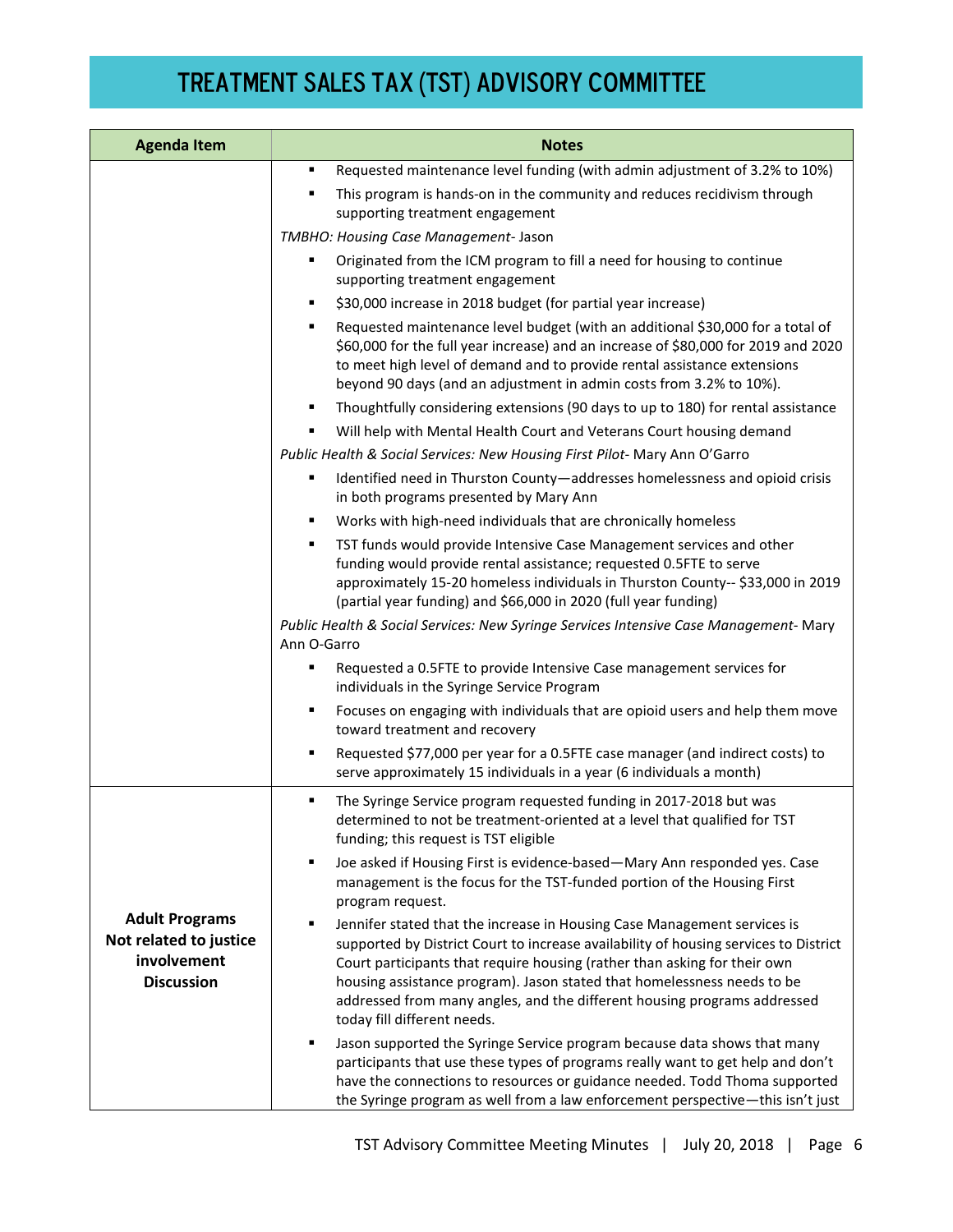# TREATMENT SALES TAX (TST) ADVISORY COMMITTEE

| Agenda Item | Notes |
|---|---|
| | ▪ Requested maintenance level funding (with admin adjustment of 3.2% to 10%)<br>▪ This program is hands-on in the community and reduces recidivism through supporting treatment engagement<br>*TMBHO: Housing Case Management*- Jason<br>▪ Originated from the ICM program to fill a need for housing to continue supporting treatment engagement<br>▪ $30,000 increase in 2018 budget (for partial year increase)<br>▪ Requested maintenance level budget (with an additional $30,000 for a total of $60,000 for the full year increase) and an increase of $80,000 for 2019 and 2020 to meet high level of demand and to provide rental assistance extensions beyond 90 days (and an adjustment in admin costs from 3.2% to 10%).<br>▪ Thoughtfully considering extensions (90 days to up to 180) for rental assistance<br>▪ Will help with Mental Health Court and Veterans Court housing demand<br>*Public Health & Social Services: New Housing First Pilot*- Mary Ann O'Garro<br>▪ Identified need in Thurston County—addresses homelessness and opioid crisis in both programs presented by Mary Ann<br>▪ Works with high-need individuals that are chronically homeless<br>▪ TST funds would provide Intensive Case Management services and other funding would provide rental assistance; requested 0.5FTE to serve approximately 15-20 homeless individuals in Thurston County-- $33,000 in 2019 (partial year funding) and $66,000 in 2020 (full year funding)<br>*Public Health & Social Services: New Syringe Services Intensive Case Management*- Mary Ann O-Garro<br>▪ Requested a 0.5FTE to provide Intensive Case management services for individuals in the Syringe Service Program<br>▪ Focuses on engaging with individuals that are opioid users and help them move toward treatment and recovery<br>▪ Requested $77,000 per year for a 0.5FTE case manager (and indirect costs) to serve approximately 15 individuals in a year (6 individuals a month) |
| **Adult Programs Not related to justice involvement Discussion** | ▪ The Syringe Service program requested funding in 2017-2018 but was determined to not be treatment-oriented at a level that qualified for TST funding; this request is TST eligible<br>▪ Joe asked if Housing First is evidence-based—Mary Ann responded yes. Case management is the focus for the TST-funded portion of the Housing First program request.<br>▪ Jennifer stated that the increase in Housing Case Management services is supported by District Court to increase availability of housing services to District Court participants that require housing (rather than asking for their own housing assistance program). Jason stated that homelessness needs to be addressed from many angles, and the different housing programs addressed today fill different needs.<br>▪ Jason supported the Syringe Service program because data shows that many participants that use these types of programs really want to get help and don't have the connections to resources or guidance needed. Todd Thoma supported the Syringe program as well from a law enforcement perspective—this isn't just |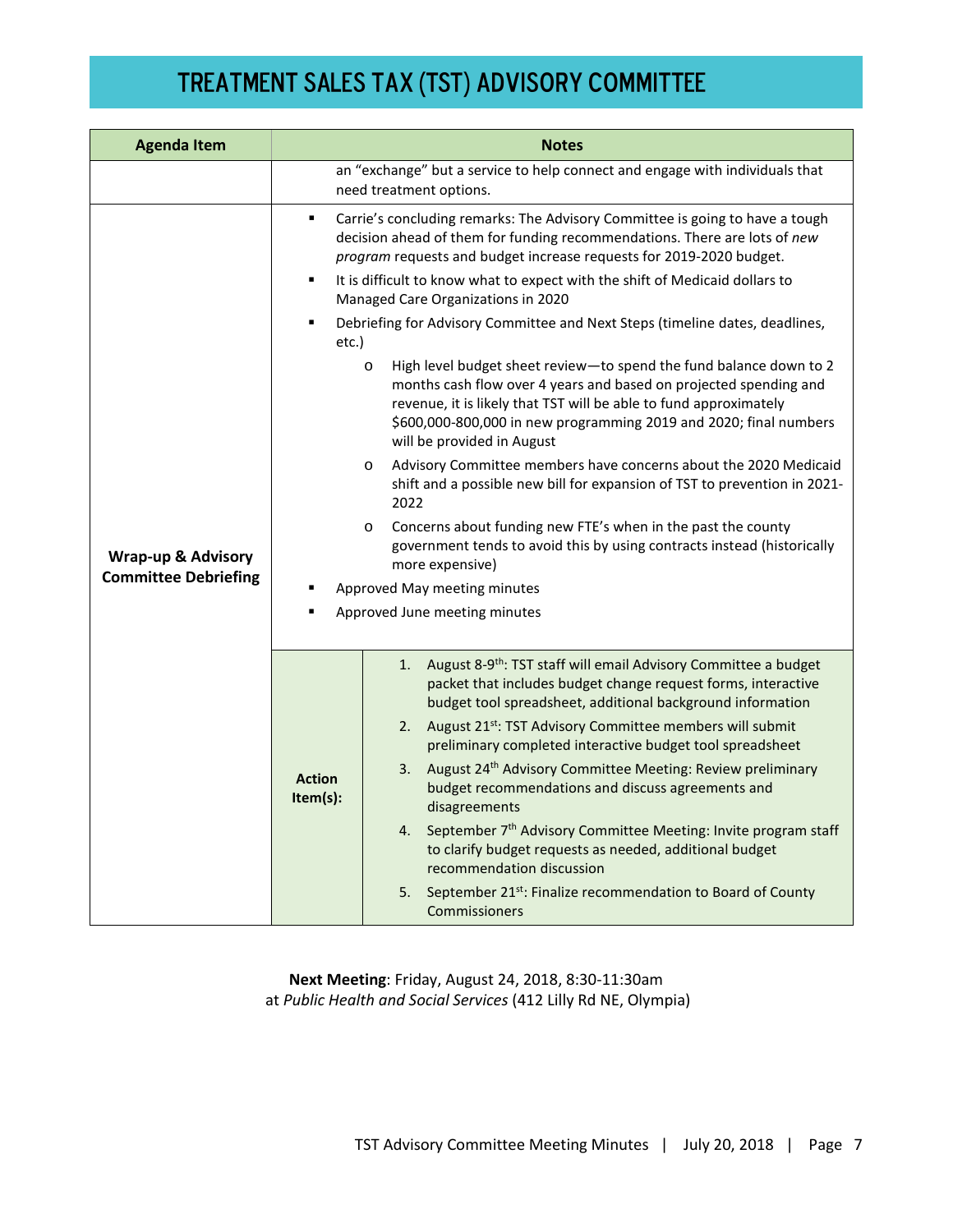# TREATMENT SALES TAX (TST) ADVISORY COMMITTEE

| Agenda Item | Notes |
|---|---|
| | an "exchange" but a service to help connect and engage with individuals that need treatment options. |
| **Wrap-up & Advisory Committee Debriefing** | ▪ Carrie's concluding remarks: The Advisory Committee is going to have a tough decision ahead of them for funding recommendations. There are lots of *new program* requests and budget increase requests for 2019-2020 budget.<br>▪ It is difficult to know what to expect with the shift of Medicaid dollars to Managed Care Organizations in 2020<br>▪ Debriefing for Advisory Committee and Next Steps (timeline dates, deadlines, etc.)<br>  o High level budget sheet review—to spend the fund balance down to 2 months cash flow over 4 years and based on projected spending and revenue, it is likely that TST will be able to fund approximately $600,000-800,000 in new programming 2019 and 2020; final numbers will be provided in August<br>  o Advisory Committee members have concerns about the 2020 Medicaid shift and a possible new bill for expansion of TST to prevention in 2021-2022<br>  o Concerns about funding new FTE's when in the past the county government tends to avoid this by using contracts instead (historically more expensive)<br>▪ Approved May meeting minutes<br>▪ Approved June meeting minutes<br><br>**Action Item(s):**<br>1. August 8-9th: TST staff will email Advisory Committee a budget packet that includes budget change request forms, interactive budget tool spreadsheet, additional background information<br>2. August 21st: TST Advisory Committee members will submit preliminary completed interactive budget tool spreadsheet<br>3. August 24th Advisory Committee Meeting: Review preliminary budget recommendations and discuss agreements and disagreements<br>4. September 7th Advisory Committee Meeting: Invite program staff to clarify budget requests as needed, additional budget recommendation discussion<br>5. September 21st: Finalize recommendation to Board of County Commissioners |

**Next Meeting**: Friday, August 24, 2018, 8:30-11:30am
at *Public Health and Social Services* (412 Lilly Rd NE, Olympia)